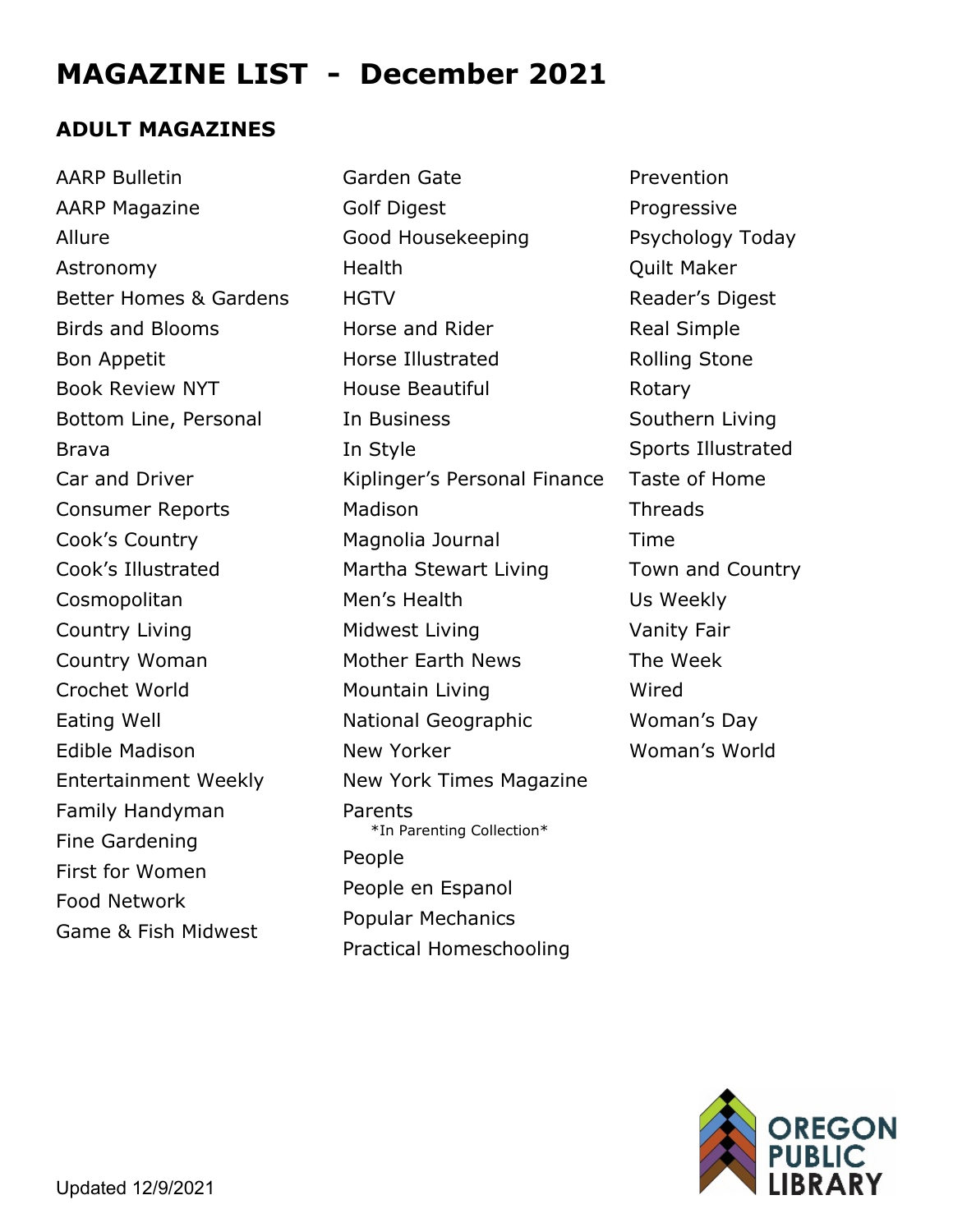# MAGAZINE LIST - December 2021

## ADULT MAGAZINES

- AARP Bulletin
- AARP Magazine
- Allure
- Astronomy
- Better Homes & Gardens
- Birds and Blooms
- Bon Appetit
- Book Review NYT
- Bottom Line, Personal
- Brava
- Car and Driver
- Consumer Reports
- Cook's Country
- Cook's Illustrated
- Cosmopolitan
- Country Living
- Country Woman
- Crochet World
- Eating Well
- Edible Madison
- Entertainment Weekly
- Family Handyman
- Fine Gardening
- First for Women
- Food Network
- Game & Fish Midwest
- Garden Gate
- Golf Digest
- Good Housekeeping
- Health
- HGTV
- Horse and Rider
- Horse Illustrated
- House Beautiful
- In Business
- In Style
- Kiplinger's Personal Finance
- Madison
- Magnolia Journal
- Martha Stewart Living
- Men's Health
- Midwest Living
- Mother Earth News
- Mountain Living
- National Geographic
- New Yorker
- New York Times Magazine
- Parents
  *In Parenting Collection*
- People
- People en Espanol
- Popular Mechanics
- Practical Homeschooling
- Prevention
- Progressive
- Psychology Today
- Quilt Maker
- Reader's Digest
- Real Simple
- Rolling Stone
- Rotary
- Southern Living
- Sports Illustrated
- Taste of Home
- Threads
- Time
- Town and Country
- Us Weekly
- Vanity Fair
- The Week
- Wired
- Woman's Day
- Woman's World

OREGON PUBLIC LIBRARY

Updated 12/9/2021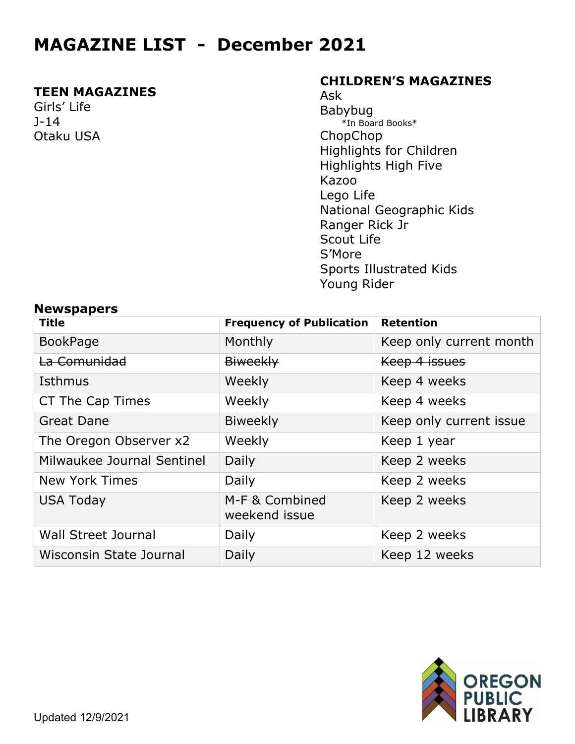# MAGAZINE LIST - December 2021

## TEEN MAGAZINES

Girls' Life
J-14
Otaku USA

## CHILDREN'S MAGAZINES

Ask
Babybug
*In Board Books*
ChopChop
Highlights for Children
Highlights High Five
Kazoo
Lego Life
National Geographic Kids
Ranger Rick Jr
Scout Life
S'More
Sports Illustrated Kids
Young Rider

## Newspapers

| Title | Frequency of Publication | Retention |
|---|---|---|
| BookPage | Monthly | Keep only current month |
| ~~La Comunidad~~ | ~~Biweekly~~ | ~~Keep 4 issues~~ |
| Isthmus | Weekly | Keep 4 weeks |
| CT The Cap Times | Weekly | Keep 4 weeks |
| Great Dane | Biweekly | Keep only current issue |
| The Oregon Observer x2 | Weekly | Keep 1 year |
| Milwaukee Journal Sentinel | Daily | Keep 2 weeks |
| New York Times | Daily | Keep 2 weeks |
| USA Today | M-F & Combined weekend issue | Keep 2 weeks |
| Wall Street Journal | Daily | Keep 2 weeks |
| Wisconsin State Journal | Daily | Keep 12 weeks |

Updated 12/9/2021

OREGON PUBLIC LIBRARY